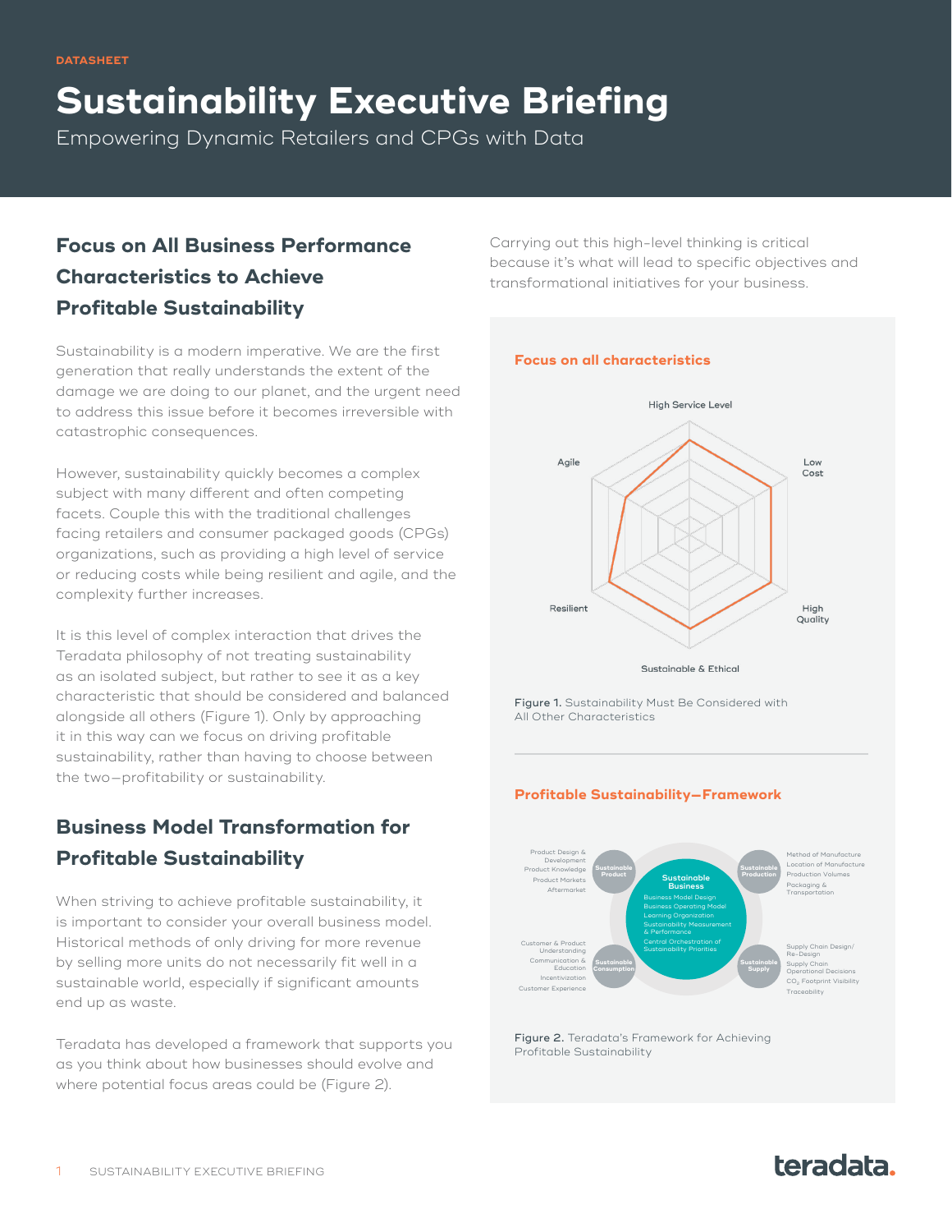DATASHEET

# Sustainability Executive Briefing

Empowering Dynamic Retailers and CPGs with Data

## Focus on All Business Performance Characteristics to Achieve Profitable Sustainability

Sustainability is a modern imperative. We are the first generation that really understands the extent of the damage we are doing to our planet, and the urgent need to address this issue before it becomes irreversible with catastrophic consequences.

However, sustainability quickly becomes a complex subject with many different and often competing facets. Couple this with the traditional challenges facing retailers and consumer packaged goods (CPGs) organizations, such as providing a high level of service or reducing costs while being resilient and agile, and the complexity further increases.

It is this level of complex interaction that drives the Teradata philosophy of not treating sustainability as an isolated subject, but rather to see it as a key characteristic that should be considered and balanced alongside all others (Figure 1). Only by approaching it in this way can we focus on driving profitable sustainability, rather than having to choose between the two—profitability or sustainability.

## Business Model Transformation for Profitable Sustainability

When striving to achieve profitable sustainability, it is important to consider your overall business model. Historical methods of only driving for more revenue by selling more units do not necessarily fit well in a sustainable world, especially if significant amounts end up as waste.

Teradata has developed a framework that supports you as you think about how businesses should evolve and where potential focus areas could be (Figure 2).

Carrying out this high-level thinking is critical because it's what will lead to specific objectives and transformational initiatives for your business.

**Focus on all characteristics**

High Service Level

Low Cost

High Quality

Sustainable & Ethical

Resilient

Agile

Figure 1. Sustainability Must Be Considered with All Other Characteristics

**Profitable Sustainability—Framework**

Sustainable Business
- Business Model Design
- Business Operating Model
- Learning Organization
- Sustainability Measurement & Performance
- Central Orchestration of Sustainability Priorities

Sustainable Product
- Product Design & Development
- Product Knowledge
- Product Markets
- Aftermarket

Sustainable Production
- Method of Manufacture
- Location of Manufacture
- Production Volumes
- Packaging & Transportation

Sustainable Consumption
- Customer & Product Understanding
- Communication & Education
- Incentivization
- Customer Experience

Sustainable Supply
- Supply Chain Design/Re-Design
- Supply Chain Operational Decisions
- $CO_2$ Footprint Visibility
- Traceability

Figure 2. Teradata's Framework for Achieving Profitable Sustainability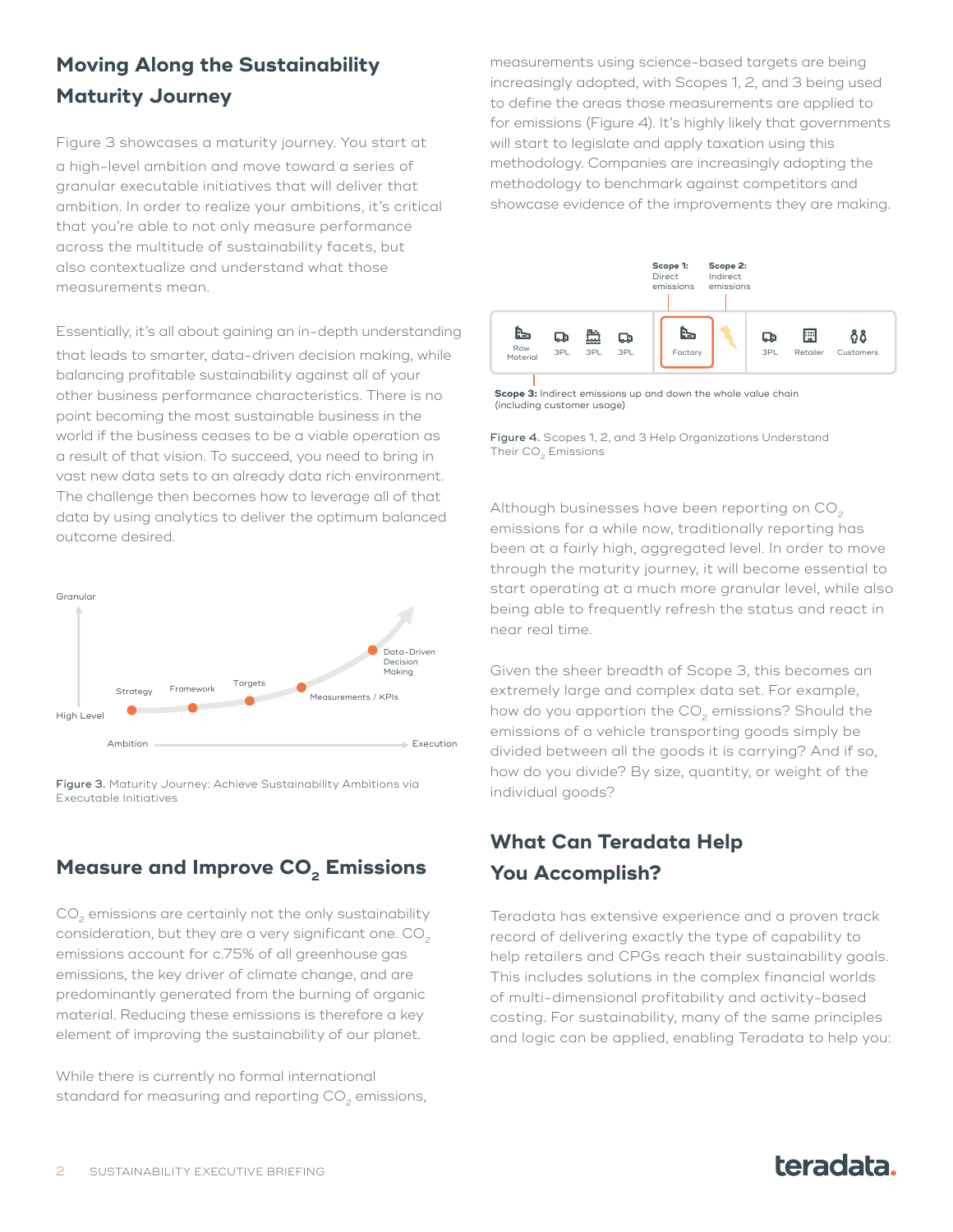## Moving Along the Sustainability Maturity Journey

Figure 3 showcases a maturity journey. You start at a high-level ambition and move toward a series of granular executable initiatives that will deliver that ambition. In order to realize your ambitions, it's critical that you're able to not only measure performance across the multitude of sustainability facets, but also contextualize and understand what those measurements mean.

Essentially, it's all about gaining an in-depth understanding that leads to smarter, data-driven decision making, while balancing profitable sustainability against all of your other business performance characteristics. There is no point becoming the most sustainable business in the world if the business ceases to be a viable operation as a result of that vision. To succeed, you need to bring in vast new data sets to an already data rich environment. The challenge then becomes how to leverage all of that data by using analytics to deliver the optimum balanced outcome desired.

Figure 3. Maturity Journey: Achieve Sustainability Ambitions via Executable Initiatives

## Measure and Improve $CO_2$ Emissions

$CO_2$ emissions are certainly not the only sustainability consideration, but they are a very significant one. $CO_2$ emissions account for c.75% of all greenhouse gas emissions, the key driver of climate change, and are predominantly generated from the burning of organic material. Reducing these emissions is therefore a key element of improving the sustainability of our planet.

While there is currently no formal international standard for measuring and reporting $CO_2$ emissions, measurements using science-based targets are being increasingly adopted, with Scopes 1, 2, and 3 being used to define the areas those measurements are applied to for emissions (Figure 4). It's highly likely that governments will start to legislate and apply taxation using this methodology. Companies are increasingly adopting the methodology to benchmark against competitors and showcase evidence of the improvements they are making.

Figure 4. Scopes 1, 2, and 3 Help Organizations Understand Their $CO_2$ Emissions

Although businesses have been reporting on $CO_2$ emissions for a while now, traditionally reporting has been at a fairly high, aggregated level. In order to move through the maturity journey, it will become essential to start operating at a much more granular level, while also being able to frequently refresh the status and react in near real time.

Given the sheer breadth of Scope 3, this becomes an extremely large and complex data set. For example, how do you apportion the $CO_2$ emissions? Should the emissions of a vehicle transporting goods simply be divided between all the goods it is carrying? And if so, how do you divide? By size, quantity, or weight of the individual goods?

## What Can Teradata Help You Accomplish?

Teradata has extensive experience and a proven track record of delivering exactly the type of capability to help retailers and CPGs reach their sustainability goals. This includes solutions in the complex financial worlds of multi-dimensional profitability and activity-based costing. For sustainability, many of the same principles and logic can be applied, enabling Teradata to help you: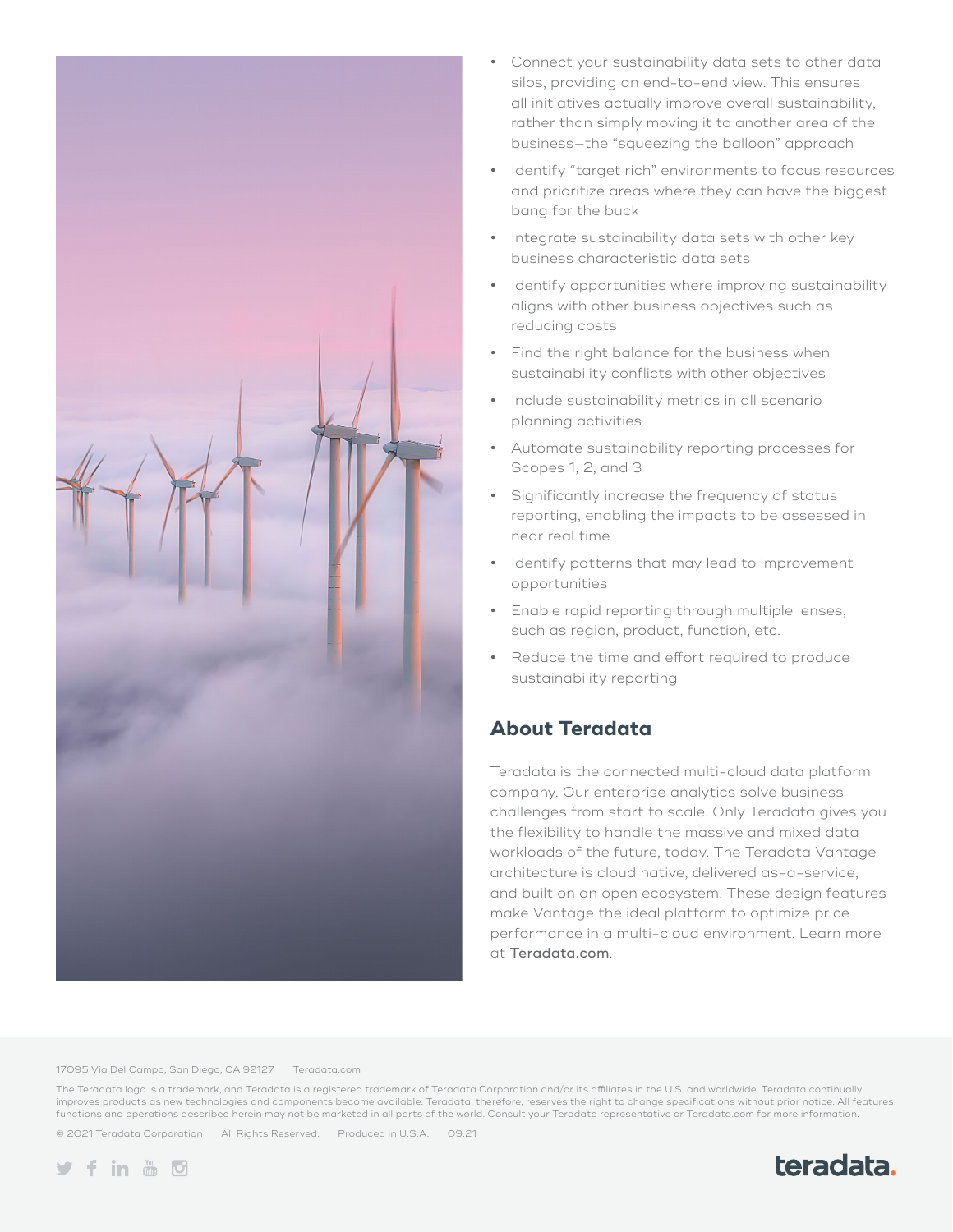- Connect your sustainability data sets to other data silos, providing an end-to-end view. This ensures all initiatives actually improve overall sustainability, rather than simply moving it to another area of the business—the "squeezing the balloon" approach
- Identify "target rich" environments to focus resources and prioritize areas where they can have the biggest bang for the buck
- Integrate sustainability data sets with other key business characteristic data sets
- Identify opportunities where improving sustainability aligns with other business objectives such as reducing costs
- Find the right balance for the business when sustainability conflicts with other objectives
- Include sustainability metrics in all scenario planning activities
- Automate sustainability reporting processes for Scopes 1, 2, and 3
- Significantly increase the frequency of status reporting, enabling the impacts to be assessed in near real time
- Identify patterns that may lead to improvement opportunities
- Enable rapid reporting through multiple lenses, such as region, product, function, etc.
- Reduce the time and effort required to produce sustainability reporting

## About Teradata

Teradata is the connected multi-cloud data platform company. Our enterprise analytics solve business challenges from start to scale. Only Teradata gives you the flexibility to handle the massive and mixed data workloads of the future, today. The Teradata Vantage architecture is cloud native, delivered as-a-service, and built on an open ecosystem. These design features make Vantage the ideal platform to optimize price performance in a multi-cloud environment. Learn more at **Teradata.com**.

17095 Via Del Campo, San Diego, CA 92127 Teradata.com

The Teradata logo is a trademark, and Teradata is a registered trademark of Teradata Corporation and/or its affiliates in the U.S. and worldwide. Teradata continually improves products as new technologies and components become available. Teradata, therefore, reserves the right to change specifications without prior notice. All features, functions and operations described herein may not be marketed in all parts of the world. Consult your Teradata representative or Teradata.com for more information.

© 2021 Teradata Corporation All Rights Reserved. Produced in U.S.A. 09.21

teradata.